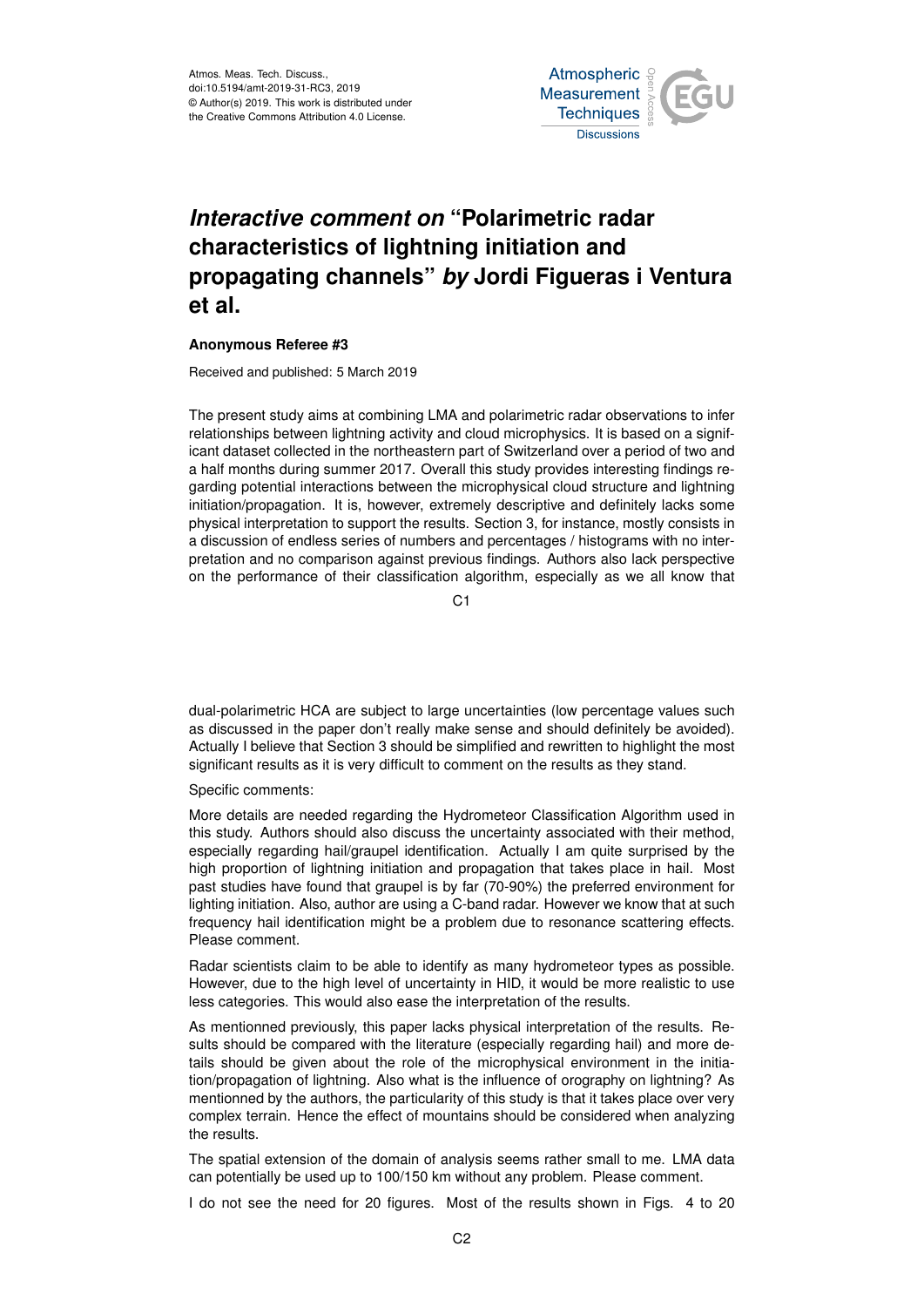# *Interactive comment on* "Polarimetric radar characteristics of lightning initiation and propagating channels" *by* Jordi Figueras i Ventura et al.

**Anonymous Referee #3**

Received and published: 5 March 2019

The present study aims at combining LMA and polarimetric radar observations to infer relationships between lightning activity and cloud microphysics. It is based on a significant dataset collected in the northeastern part of Switzerland over a period of two and a half months during summer 2017. Overall this study provides interesting findings regarding potential interactions between the microphysical cloud structure and lightning initiation/propagation. It is, however, extremely descriptive and definitely lacks some physical interpretation to support the results. Section 3, for instance, mostly consists in a discussion of endless series of numbers and percentages / histograms with no interpretation and no comparison against previous findings. Authors also lack perspective on the performance of their classification algorithm, especially as we all know that dual-polarimetric HCA are subject to large uncertainties (low percentage values such as discussed in the paper don't really make sense and should definitely be avoided). Actually I believe that Section 3 should be simplified and rewritten to highlight the most significant results as it is very difficult to comment on the results as they stand.

Specific comments:

More details are needed regarding the Hydrometeor Classification Algorithm used in this study. Authors should also discuss the uncertainty associated with their method, especially regarding hail/graupel identification. Actually I am quite surprised by the high proportion of lightning initiation and propagation that takes place in hail. Most past studies have found that graupel is by far (70-90%) the preferred environment for lighting initiation. Also, author are using a C-band radar. However we know that at such frequency hail identification might be a problem due to resonance scattering effects. Please comment.

Radar scientists claim to be able to identify as many hydrometeor types as possible. However, due to the high level of uncertainty in HID, it would be more realistic to use less categories. This would also ease the interpretation of the results.

As mentionned previously, this paper lacks physical interpretation of the results. Results should be compared with the literature (especially regarding hail) and more details should be given about the role of the microphysical environment in the initiation/propagation of lightning. Also what is the influence of orography on lightning? As mentionned by the authors, the particularity of this study is that it takes place over very complex terrain. Hence the effect of mountains should be considered when analyzing the results.

The spatial extension of the domain of analysis seems rather small to me. LMA data can potentially be used up to 100/150 km without any problem. Please comment.

I do not see the need for 20 figures. Most of the results shown in Figs. 4 to 20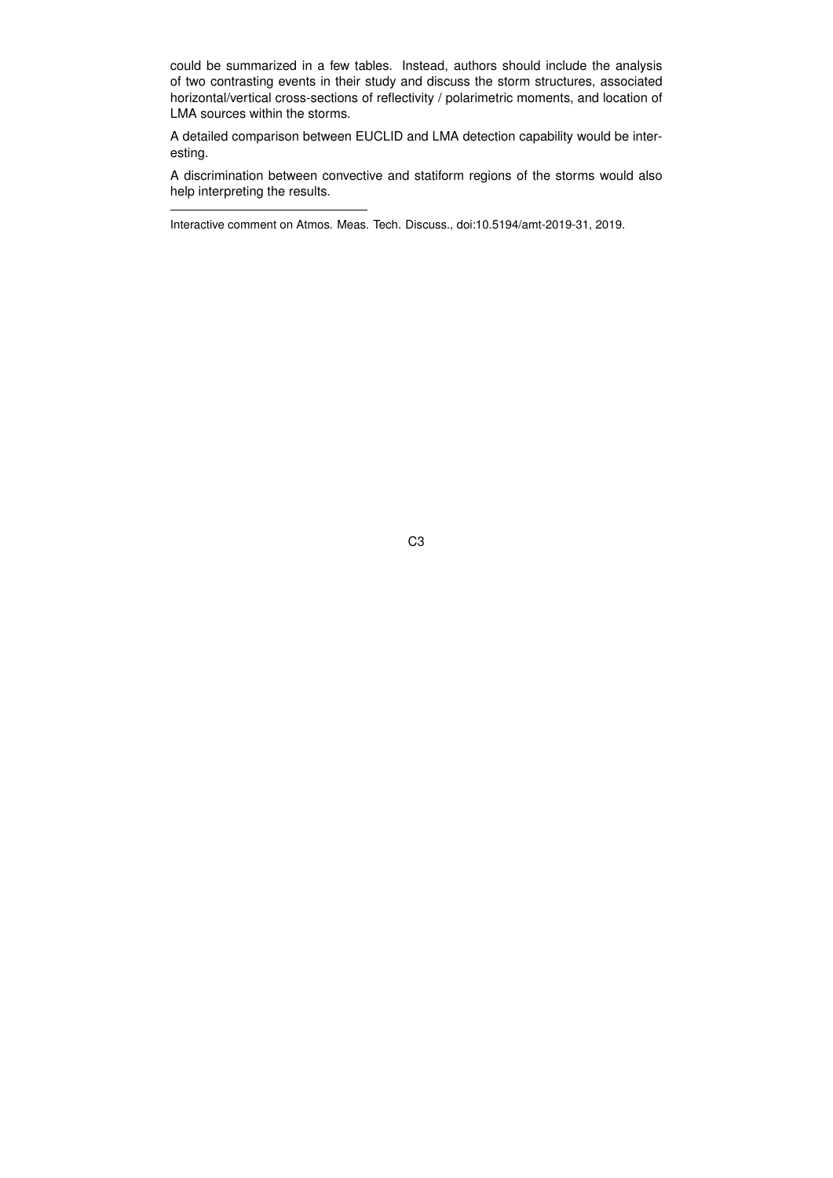could be summarized in a few tables. Instead, authors should include the analysis of two contrasting events in their study and discuss the storm structures, associated horizontal/vertical cross-sections of reflectivity / polarimetric moments, and location of LMA sources within the storms.

A detailed comparison between EUCLID and LMA detection capability would be interesting.

A discrimination between convective and statiform regions of the storms would also help interpreting the results.

---

Interactive comment on Atmos. Meas. Tech. Discuss., doi:10.5194/amt-2019-31, 2019.